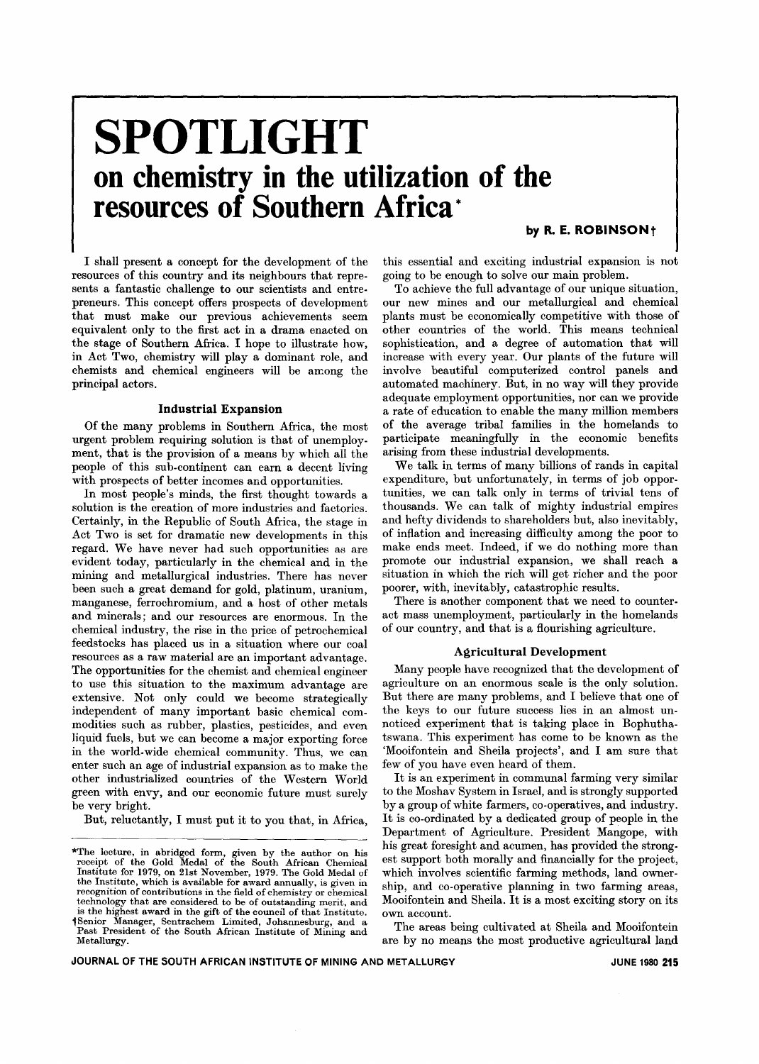# SPOTLIGHT

## on chemistry in the utilization of the resources of Southern Africa*

**by R. E. ROBINSON†**

I shall present a concept for the development of the resources of this country and its neighbours that represents a fantastic challenge to our scientists and entrepreneurs. This concept offers prospects of development that must make our previous achievements seem equivalent only to the first act in a drama enacted on the stage of Southern Africa. I hope to illustrate how, in Act Two, chemistry will play a dominant role, and chemists and chemical engineers will be among the principal actors.

### Industrial Expansion

Of the many problems in Southern Africa, the most urgent problem requiring solution is that of unemployment, that is the provision of a means by which all the people of this sub-continent can earn a decent living with prospects of better incomes and opportunities.

In most people's minds, the first thought towards a solution is the creation of more industries and factories. Certainly, in the Republic of South Africa, the stage in Act Two is set for dramatic new developments in this regard. We have never had such opportunities as are evident today, particularly in the chemical and in the mining and metallurgical industries. There has never been such a great demand for gold, platinum, uranium, manganese, ferrochromium, and a host of other metals and minerals; and our resources are enormous. In the chemical industry, the rise in the price of petrochemical feedstocks has placed us in a situation where our coal resources as a raw material are an important advantage. The opportunities for the chemist and chemical engineer to use this situation to the maximum advantage are extensive. Not only could we become strategically independent of many important basic chemical commodities such as rubber, plastics, pesticides, and even liquid fuels, but we can become a major exporting force in the world-wide chemical community. Thus, we can enter such an age of industrial expansion as to make the other industrialized countries of the Western World green with envy, and our economic future must surely be very bright.

But, reluctantly, I must put it to you that, in Africa, this essential and exciting industrial expansion is not going to be enough to solve our main problem.

To achieve the full advantage of our unique situation, our new mines and our metallurgical and chemical plants must be economically competitive with those of other countries of the world. This means technical sophistication, and a degree of automation that will increase with every year. Our plants of the future will involve beautiful computerized control panels and automated machinery. But, in no way will they provide adequate employment opportunities, nor can we provide a rate of education to enable the many million members of the average tribal families in the homelands to participate meaningfully in the economic benefits arising from these industrial developments.

We talk in terms of many billions of rands in capital expenditure, but unfortunately, in terms of job opportunities, we can talk only in terms of trivial tens of thousands. We can talk of mighty industrial empires and hefty dividends to shareholders but, also inevitably, of inflation and increasing difficulty among the poor to make ends meet. Indeed, if we do nothing more than promote our industrial expansion, we shall reach a situation in which the rich will get richer and the poor poorer, with, inevitably, catastrophic results.

There is another component that we need to counteract mass unemployment, particularly in the homelands of our country, and that is a flourishing agriculture.

### Agricultural Development

Many people have recognized that the development of agriculture on an enormous scale is the only solution. But there are many problems, and I believe that one of the keys to our future success lies in an almost unnoticed experiment that is taking place in Bophuthatswana. This experiment has come to be known as the 'Mooifontein and Sheila projects', and I am sure that few of you have even heard of them.

It is an experiment in communal farming very similar to the Moshav System in Israel, and is strongly supported by a group of white farmers, co-operatives, and industry. It is co-ordinated by a dedicated group of people in the Department of Agriculture. President Mangope, with his great foresight and acumen, has provided the strongest support both morally and financially for the project, which involves scientific farming methods, land ownership, and co-operative planning in two farming areas, Mooifontein and Sheila. It is a most exciting story on its own account.

The areas being cultivated at Sheila and Mooifontein are by no means the most productive agricultural land

---

*The lecture, in abridged form, given by the author on his receipt of the Gold Medal of the South African Chemical Institute for 1979, on 21st November, 1979. The Gold Medal of the Institute, which is available for award annually, is given in recognition of contributions in the field of chemistry or chemical technology that are considered to be of outstanding merit, and is the highest award in the gift of the council of that Institute.

†Senior Manager, Sentrachem Limited, Johannesburg, and a Past President of the South African Institute of Mining and Metallurgy.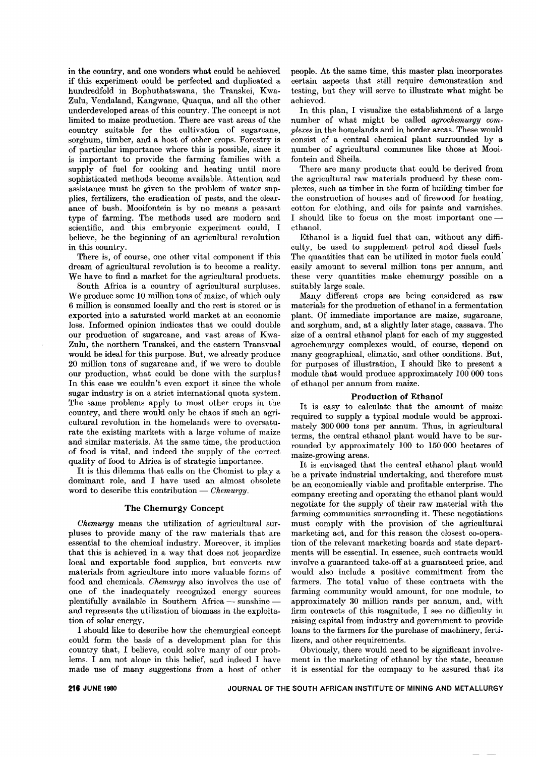in the country, and one wonders what could be achieved if this experiment could be perfected and duplicated a hundredfold in Bophuthatswana, the Transkei, KwaZulu, Vendaland, Kangwane, Quaqua, and all the other underdeveloped areas of this country. The concept is not limited to maize production. There are vast areas of the country suitable for the cultivation of sugarcane, sorghum, timber, and a host of other crops. Forestry is of particular importance where this is possible, since it is important to provide the farming families with a supply of fuel for cooking and heating until more sophisticated methods become available. Attention and assistance must be given to the problem of water supplies, fertilizers, the eradication of pests, and the clearance of bush. Mooifontein is by no means a peasant type of farming. The methods used are modern and scientific, and this embryonic experiment could, I believe, be the beginning of an agricultural revolution in this country.

There is, of course, one other vital component if this dream of agricultural revolution is to become a reality. We have to find a market for the agricultural products.

South Africa is a country of agricultural surpluses. We produce some 10 million tons of maize, of which only 6 million is consumed locally and the rest is stored or is exported into a saturated world market at an economic loss. Informed opinion indicates that we could double our production of sugarcane, and vast areas of KwaZulu, the northern Transkei, and the eastern Transvaal would be ideal for this purpose. But, we already produce 20 million tons of sugarcane and, if we were to double our production, what could be done with the surplus? In this case we couldn't even export it since the whole sugar industry is on a strict international quota system. The same problems apply to most other crops in the country, and there would only be chaos if such an agricultural revolution in the homelands were to oversaturate the existing markets with a large volume of maize and similar materials. At the same time, the production of food is vital, and indeed the supply of the correct quality of food to Africa is of strategic importance.

It is this dilemma that calls on the Chemist to play a dominant role, and I have used an almost obsolete word to describe this contribution — *Chemurgy*.

## The Chemurgy Concept

*Chemurgy* means the utilization of agricultural surpluses to provide many of the raw materials that are essential to the chemical industry. Moreover, it implies that this is achieved in a way that does not jeopardize local and exportable food supplies, but converts raw materials from agriculture into more valuable forms of food and chemicals. *Chemurgy* also involves the use of one of the inadequately recognized energy sources plentifully available in Southern Africa — sunshine — and represents the utilization of biomass in the exploitation of solar energy.

I should like to describe how the chemurgical concept could form the basis of a development plan for this country that, I believe, could solve many of our problems. I am not alone in this belief, and indeed I have made use of many suggestions from a host of other people. At the same time, this master plan incorporates certain aspects that still require demonstration and testing, but they will serve to illustrate what might be achieved.

In this plan, I visualize the establishment of a large number of what might be called *agrochemurgy complexes* in the homelands and in border areas. These would consist of a central chemical plant surrounded by a number of agricultural communes like those at Mooifontein and Sheila.

There are many products that could be derived from the agricultural raw materials produced by these complexes, such as timber in the form of building timber for the construction of houses and of firewood for heating, cotton for clothing, and oils for paints and varnishes. I should like to focus on the most important one — ethanol.

Ethanol is a liquid fuel that can, without any difficulty, be used to supplement petrol and diesel fuels. The quantities that can be utilized in motor fuels could easily amount to several million tons per annum, and these very quantities make chemurgy possible on a suitably large scale.

Many different crops are being considered as raw materials for the production of ethanol in a fermentation plant. Of immediate importance are maize, sugarcane, and sorghum, and, at a slightly later stage, cassava. The size of a central ethanol plant for each of my suggested agrochemurgy complexes would, of course, depend on many geographical, climatic, and other conditions. But, for purposes of illustration, I should like to present a module that would produce approximately 100 000 tons of ethanol per annum from maize.

### Production of Ethanol

It is easy to calculate that the amount of maize required to supply a typical module would be approximately 300 000 tons per annum. Thus, in agricultural terms, the central ethanol plant would have to be surrounded by approximately 100 to 150 000 hectares of maize-growing areas.

It is envisaged that the central ethanol plant would be a private industrial undertaking, and therefore must be an economically viable and profitable enterprise. The company erecting and operating the ethanol plant would negotiate for the supply of their raw material with the farming communities surrounding it. These negotiations must comply with the provision of the agricultural marketing act, and for this reason the closest co-operation of the relevant marketing boards and state departments will be essential. In essence, such contracts would involve a guaranteed take-off at a guaranteed price, and would also include a positive commitment from the farmers. The total value of these contracts with the farming community would amount, for one module, to approximately 30 million rands per annum, and, with firm contracts of this magnitude, I see no difficulty in raising capital from industry and government to provide loans to the farmers for the purchase of machinery, fertilizers, and other requirements.

Obviously, there would need to be significant involvement in the marketing of ethanol by the state, because it is essential for the company to be assured that its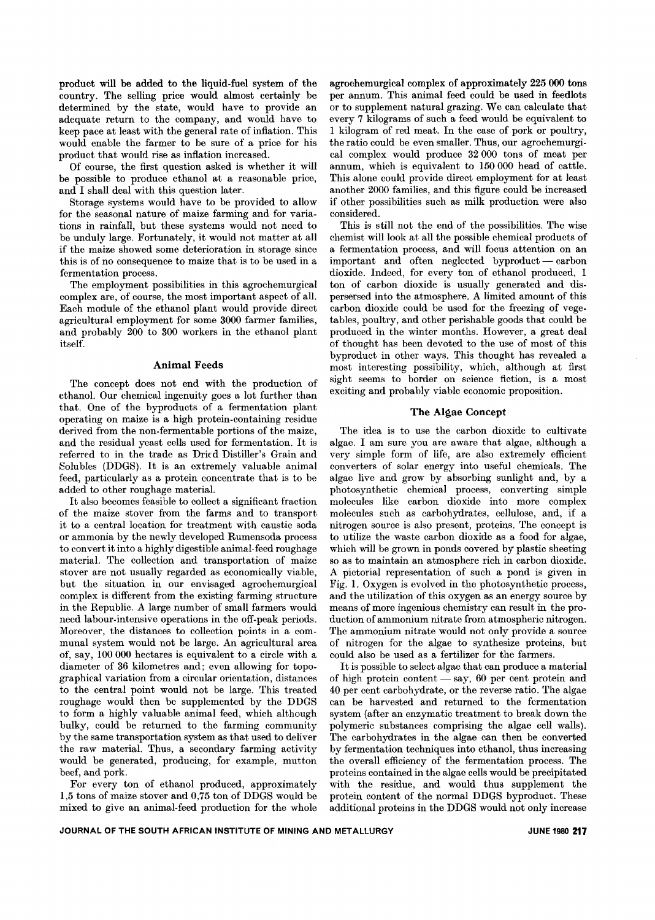product will be added to the liquid-fuel system of the country. The selling price would almost certainly be determined by the state, would have to provide an adequate return to the company, and would have to keep pace at least with the general rate of inflation. This would enable the farmer to be sure of a price for his product that would rise as inflation increased.

Of course, the first question asked is whether it will be possible to produce ethanol at a reasonable price, and I shall deal with this question later.

Storage systems would have to be provided to allow for the seasonal nature of maize farming and for variations in rainfall, but these systems would not need to be unduly large. Fortunately, it would not matter at all if the maize showed some deterioration in storage since this is of no consequence to maize that is to be used in a fermentation process.

The employment possibilities in this agrochemurgical complex are, of course, the most important aspect of all. Each module of the ethanol plant would provide direct agricultural employment for some 3000 farmer families, and probably 200 to 300 workers in the ethanol plant itself.

## Animal Feeds

The concept does not end with the production of ethanol. Our chemical ingenuity goes a lot further than that. One of the byproducts of a fermentation plant operating on maize is a high protein-containing residue derived from the non-fermentable portions of the maize, and the residual yeast cells used for fermentation. It is referred to in the trade as Dried Distiller's Grain and Solubles (DDGS). It is an extremely valuable animal feed, particularly as a protein concentrate that is to be added to other roughage material.

It also becomes feasible to collect a significant fraction of the maize stover from the farms and to transport it to a central location for treatment with caustic soda or ammonia by the newly developed Rumensoda process to convert it into a highly digestible animal-feed roughage material. The collection and transportation of maize stover are not usually regarded as economically viable, but the situation in our envisaged agrochemurgical complex is different from the existing farming structure in the Republic. A large number of small farmers would need labour-intensive operations in the off-peak periods. Moreover, the distances to collection points in a communal system would not be large. An agricultural area of, say, 100 000 hectares is equivalent to a circle with a diameter of 36 kilometres and; even allowing for topographical variation from a circular orientation, distances to the central point would not be large. This treated roughage would then be supplemented by the DDGS to form a highly valuable animal feed, which although bulky, could be returned to the farming community by the same transportation system as that used to deliver the raw material. Thus, a secondary farming activity would be generated, producing, for example, mutton beef, and pork.

For every ton of ethanol produced, approximately 1,5 tons of maize stover and 0,75 ton of DDGS would be mixed to give an animal-feed production for the whole agrochemurgical complex of approximately 225 000 tons per annum. This animal feed could be used in feedlots or to supplement natural grazing. We can calculate that every 7 kilograms of such a feed would be equivalent to 1 kilogram of red meat. In the case of pork or poultry, the ratio could be even smaller. Thus, our agrochemurgical complex would produce 32 000 tons of meat per annum, which is equivalent to 150 000 head of cattle. This alone could provide direct employment for at least another 2000 families, and this figure could be increased if other possibilities such as milk production were also considered.

This is still not the end of the possibilities. The wise chemist will look at all the possible chemical products of a fermentation process, and will focus attention on an important and often neglected byproduct — carbon dioxide. Indeed, for every ton of ethanol produced, 1 ton of carbon dioxide is usually generated and dispersed into the atmosphere. A limited amount of this carbon dioxide could be used for the freezing of vegetables, poultry, and other perishable goods that could be produced in the winter months. However, a great deal of thought has been devoted to the use of most of this byproduct in other ways. This thought has revealed a most interesting possibility, which, although at first sight seems to border on science fiction, is a most exciting and probably viable economic proposition.

## The Algae Concept

The idea is to use the carbon dioxide to cultivate algae. I am sure you are aware that algae, although a very simple form of life, are also extremely efficient converters of solar energy into useful chemicals. The algae live and grow by absorbing sunlight and, by a photosynthetic chemical process, converting simple molecules like carbon dioxide into more complex molecules such as carbohydrates, cellulose, and, if a nitrogen source is also present, proteins. The concept is to utilize the waste carbon dioxide as a food for algae, which will be grown in ponds covered by plastic sheeting so as to maintain an atmosphere rich in carbon dioxide. A pictorial representation of such a pond is given in Fig. 1. Oxygen is evolved in the photosynthetic process, and the utilization of this oxygen as an energy source by means of more ingenious chemistry can result in the production of ammonium nitrate from atmospheric nitrogen. The ammonium nitrate would not only provide a source of nitrogen for the algae to synthesize proteins, but could also be used as a fertilizer for the farmers.

It is possible to select algae that can produce a material of high protein content — say, 60 per cent protein and 40 per cent carbohydrate, or the reverse ratio. The algae can be harvested and returned to the fermentation system (after an enzymatic treatment to break down the polymeric substances comprising the algae cell walls). The carbohydrates in the algae can then be converted by fermentation techniques into ethanol, thus increasing the overall efficiency of the fermentation process. The proteins contained in the algae cells would be precipitated with the residue, and would thus supplement the protein content of the normal DDGS byproduct. These additional proteins in the DDGS would not only increase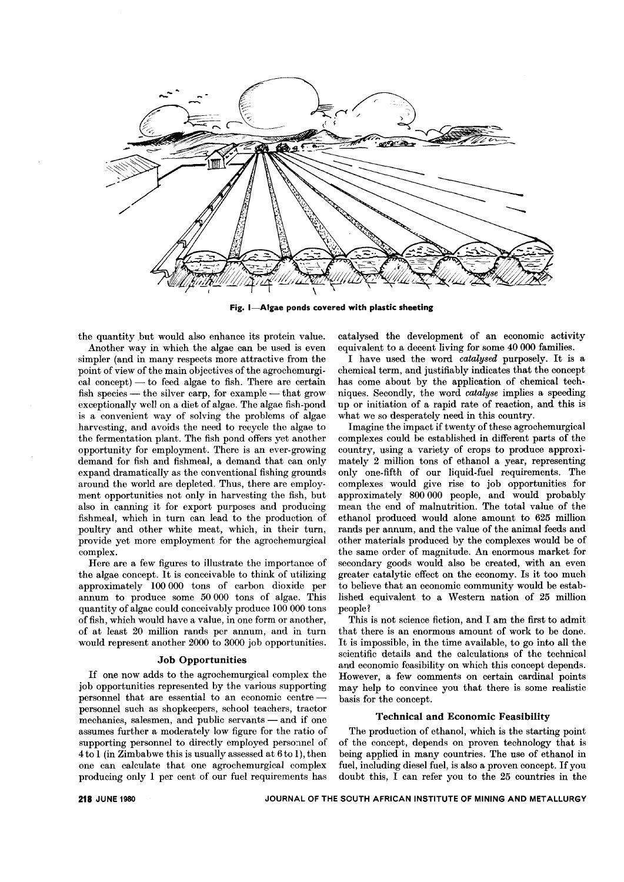Fig. 1—Algae ponds covered with plastic sheeting

the quantity but would also enhance its protein value.

Another way in which the algae can be used is even simpler (and in many respects more attractive from the point of view of the main objectives of the agrochemurgical concept) — to feed algae to fish. There are certain fish species — the silver carp, for example — that grow exceptionally well on a diet of algae. The algae fish-pond is a convenient way of solving the problems of algae harvesting, and avoids the need to recycle the algae to the fermentation plant. The fish pond offers yet another opportunity for employment. There is an ever-growing demand for fish and fishmeal, a demand that can only expand dramatically as the conventional fishing grounds around the world are depleted. Thus, there are employment opportunities not only in harvesting the fish, but also in canning it for export purposes and producing fishmeal, which in turn can lead to the production of poultry and other white meat, which, in their turn, provide yet more employment for the agrochemurgical complex.

Here are a few figures to illustrate the importance of the algae concept. It is conceivable to think of utilizing approximately 100 000 tons of carbon dioxide per annum to produce some 50 000 tons of algae. This quantity of algae could conceivably produce 100 000 tons of fish, which would have a value, in one form or another, of at least 20 million rands per annum, and in turn would represent another 2000 to 3000 job opportunities.

### Job Opportunities

If one now adds to the agrochemurgical complex the job opportunities represented by the various supporting personnel that are essential to an economic centre — personnel such as shopkeepers, school teachers, tractor mechanics, salesmen, and public servants — and if one assumes further a moderately low figure for the ratio of supporting personnel to directly employed personnel of 4 to 1 (in Zimbabwe this is usually assessed at 6 to 1), then one can calculate that one agrochemurgical complex producing only 1 per cent of our fuel requirements has catalysed the development of an economic activity equivalent to a decent living for some 40 000 families.

I have used the word *catalysed* purposely. It is a chemical term, and justifiably indicates that the concept has come about by the application of chemical techniques. Secondly, the word *catalyse* implies a speeding up or initiation of a rapid rate of reaction, and this is what we so desperately need in this country.

Imagine the impact if twenty of these agrochemurgical complexes could be established in different parts of the country, using a variety of crops to produce approximately 2 million tons of ethanol a year, representing only one-fifth of our liquid-fuel requirements. The complexes would give rise to job opportunities for approximately 800 000 people, and would probably mean the end of malnutrition. The total value of the ethanol produced would alone amount to 625 million rands per annum, and the value of the animal feeds and other materials produced by the complexes would be of the same order of magnitude. An enormous market for secondary goods would also be created, with an even greater catalytic effect on the economy. Is it too much to believe that an economic community would be established equivalent to a Western nation of 25 million people?

This is not science fiction, and I am the first to admit that there is an enormous amount of work to be done. It is impossible, in the time available, to go into all the scientific details and the calculations of the technical and economic feasibility on which this concept depends. However, a few comments on certain cardinal points may help to convince you that there is some realistic basis for the concept.

### Technical and Economic Feasibility

The production of ethanol, which is the starting point of the concept, depends on proven technology that is being applied in many countries. The use of ethanol in fuel, including diesel fuel, is also a proven concept. If you doubt this, I can refer you to the 25 countries in the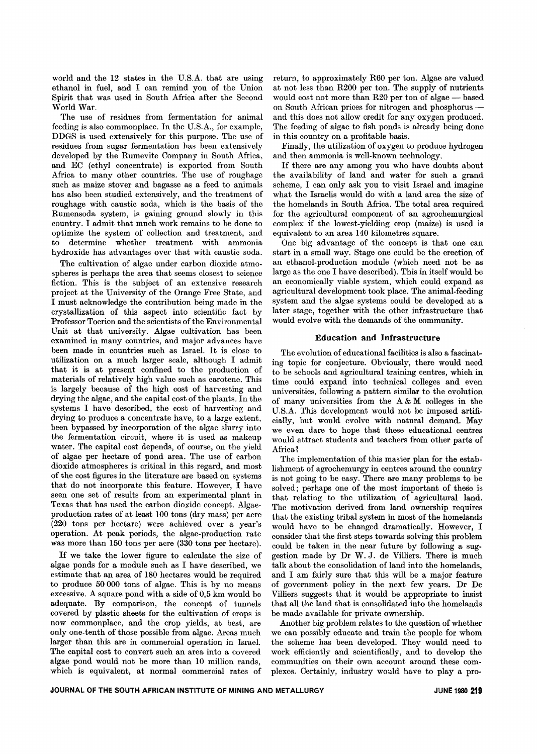world and the 12 states in the U.S.A. that are using ethanol in fuel, and I can remind you of the Union Spirit that was used in South Africa after the Second World War.

The use of residues from fermentation for animal feeding is also commonplace. In the U.S.A., for example, DDGS is used extensively for this purpose. The use of residues from sugar fermentation has been extensively developed by the Rumevite Company in South Africa, and EC (ethyl concentrate) is exported from South Africa to many other countries. The use of roughage such as maize stover and bagasse as a feed to animals has also been studied extensively, and the treatment of roughage with caustic soda, which is the basis of the Rumensoda system, is gaining ground slowly in this country. I admit that much work remains to be done to optimize the system of collection and treatment, and to determine whether treatment with ammonia hydroxide has advantages over that with caustic soda.

The cultivation of algae under carbon dioxide atmospheres is perhaps the area that seems closest to science fiction. This is the subject of an extensive research project at the University of the Orange Free State, and I must acknowledge the contribution being made in the crystallization of this aspect into scientific fact by Professor Toerien and the scientists of the Environmental Unit at that university. Algae cultivation has been examined in many countries, and major advances have been made in countries such as Israel. It is close to utilization on a much larger scale, although I admit that it is at present confined to the production of materials of relatively high value such as carotene. This is largely because of the high cost of harvesting and drying the algae, and the capital cost of the plants. In the systems I have described, the cost of harvesting and drying to produce a concentrate have, to a large extent, been bypassed by incorporation of the algae slurry into the fermentation circuit, where it is used as makeup water. The capital cost depends, of course, on the yield of algae per hectare of pond area. The use of carbon dioxide atmospheres is critical in this regard, and most of the cost figures in the literature are based on systems that do not incorporate this feature. However, I have seen one set of results from an experimental plant in Texas that has used the carbon dioxide concept. Algae-production rates of at least 100 tons (dry mass) per acre (220 tons per hectare) were achieved over a year's operation. At peak periods, the algae-production rate was more than 150 tons per acre (330 tons per hectare).

If we take the lower figure to calculate the size of algae ponds for a module such as I have described, we estimate that an area of 180 hectares would be required to produce 50 000 tons of algae. This is by no means excessive. A square pond with a side of 0,5 km would be adequate. By comparison, the concept of tunnels covered by plastic sheets for the cultivation of crops is now commonplace, and the crop yields, at best, are only one-tenth of those possible from algae. Areas much larger than this are in commercial operation in Israel. The capital cost to convert such an area into a covered algae pond would not be more than 10 million rands, which is equivalent, at normal commercial rates of return, to approximately R60 per ton. Algae are valued at not less than R200 per ton. The supply of nutrients would cost not more than R20 per ton of algae — based on South African prices for nitrogen and phosphorus — and this does not allow credit for any oxygen produced. The feeding of algae to fish ponds is already being done in this country on a profitable basis.

Finally, the utilization of oxygen to produce hydrogen and then ammonia is well-known technology.

If there are any among you who have doubts about the availability of land and water for such a grand scheme, I can only ask you to visit Israel and imagine what the Israelis would do with a land area the size of the homelands in South Africa. The total area required for the agricultural component of an agrochemurgical complex if the lowest-yielding crop (maize) is used is equivalent to an area 140 kilometres square.

One big advantage of the concept is that one can start in a small way. Stage one could be the erection of an ethanol-production module (which need not be as large as the one I have described). This in itself would be an economically viable system, which could expand as agricultural development took place. The animal-feeding system and the algae systems could be developed at a later stage, together with the other infrastructure that would evolve with the demands of the community.

## Education and Infrastructure

The evolution of educational facilities is also a fascinating topic for conjecture. Obviously, there would need to be schools and agricultural training centres, which in time could expand into technical colleges and even universities, following a pattern similar to the evolution of many universities from the A & M colleges in the U.S.A. This development would not be imposed artificially, but would evolve with natural demand. May we even dare to hope that these educational centres would attract students and teachers from other parts of Africa?

The implementation of this master plan for the establishment of agrochemurgy in centres around the country is not going to be easy. There are many problems to be solved; perhaps one of the most important of these is that relating to the utilization of agricultural land. The motivation derived from land ownership requires that the existing tribal system in most of the homelands would have to be changed dramatically. However, I consider that the first steps towards solving this problem could be taken in the near future by following a suggestion made by Dr W. J. de Villiers. There is much talk about the consolidation of land into the homelands, and I am fairly sure that this will be a major feature of government policy in the next few years. Dr De Villiers suggests that it would be appropriate to insist that all the land that is consolidated into the homelands be made available for private ownership.

Another big problem relates to the question of whether we can possibly educate and train the people for whom the scheme has been developed. They would need to work efficiently and scientifically, and to develop the communities on their own account around these complexes. Certainly, industry would have to play a pro-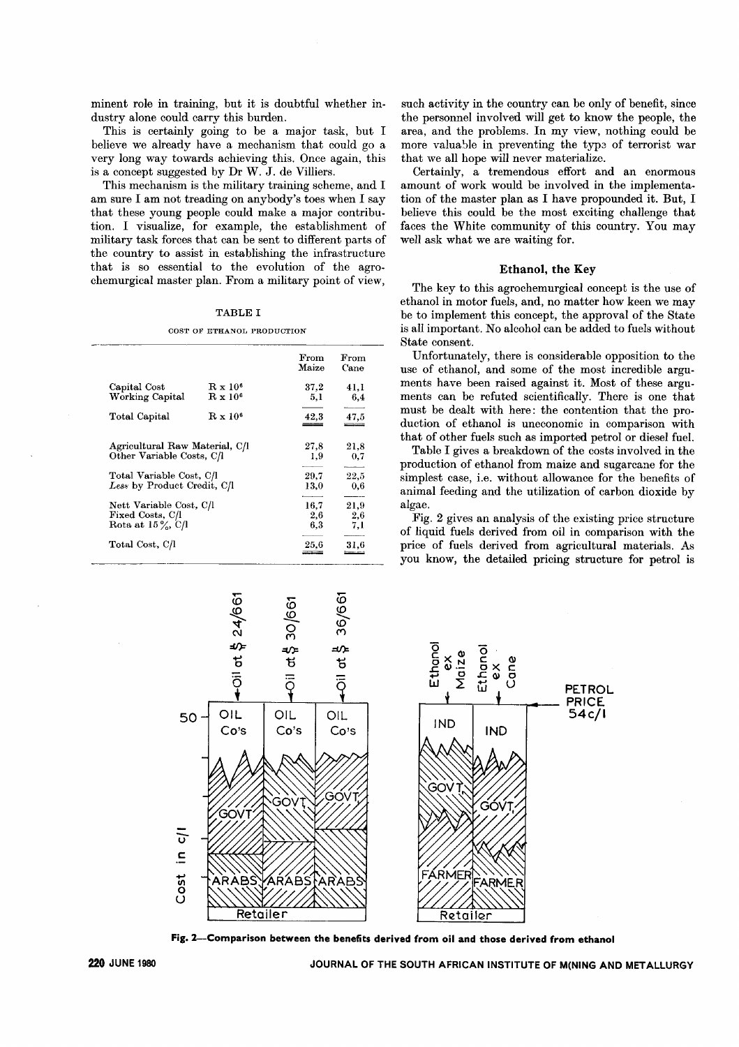minent role in training, but it is doubtful whether industry alone could carry this burden.

This is certainly going to be a major task, but I believe we already have a mechanism that could go a very long way towards achieving this. Once again, this is a concept suggested by Dr W. J. de Villiers.

This mechanism is the military training scheme, and I am sure I am not treading on anybody's toes when I say that these young people could make a major contribution. I visualize, for example, the establishment of military task forces that can be sent to different parts of the country to assist in establishing the infrastructure that is so essential to the evolution of the agrochemurgical master plan. From a military point of view, such activity in the country can be only of benefit, since the personnel involved will get to know the people, the area, and the problems. In my view, nothing could be more valuable in preventing the type of terrorist war that we all hope will never materialize.

Certainly, a tremendous effort and an enormous amount of work would be involved in the implementation of the master plan as I have propounded it. But, I believe this could be the most exciting challenge that faces the White community of this country. You may well ask what we are waiting for.

TABLE I

COST OF ETHANOL PRODUCTION

| | | From Maize | From Cane |
|---|---|---|---|
| Capital Cost | R x $10^6$ | 37,2 | 41,1 |
| Working Capital | R x $10^6$ | 5,1 | 6,4 |
| Total Capital | R x $10^6$ | 42,3 | 47,5 |
| Agricultural Raw Material, C/l | | 27,8 | 21,8 |
| Other Variable Costs, C/l | | 1,9 | 0,7 |
| Total Variable Cost, C/l | | 29,7 | 22,5 |
| *Less* by Product Credit, C/l | | 13,0 | 0,6 |
| Nett Variable Cost, C/l | | 16,7 | 21,9 |
| Fixed Costs, C/l | | 2,6 | 2,6 |
| Rota at 15%, C/l | | 6,3 | 7,1 |
| Total Cost, C/l | | 25,6 | 31,6 |

## Ethanol, the Key

The key to this agrochemurgical concept is the use of ethanol in motor fuels, and, no matter how keen we may be to implement this concept, the approval of the State is all important. No alcohol can be added to fuels without State consent.

Unfortunately, there is considerable opposition to the use of ethanol, and some of the most incredible arguments have been raised against it. Most of these arguments can be refuted scientifically. There is one that must be dealt with here: the contention that the production of ethanol is uneconomic in comparison with that of other fuels such as imported petrol or diesel fuel.

Table I gives a breakdown of the costs involved in the production of ethanol from maize and sugarcane for the simplest case, i.e. without allowance for the benefits of animal feeding and the utilization of carbon dioxide by algae.

Fig. 2 gives an analysis of the existing price structure of liquid fuels derived from oil in comparison with the price of fuels derived from agricultural materials. As you know, the detailed pricing structure for petrol is

**Fig. 2—Comparison between the benefits derived from oil and those derived from ethanol**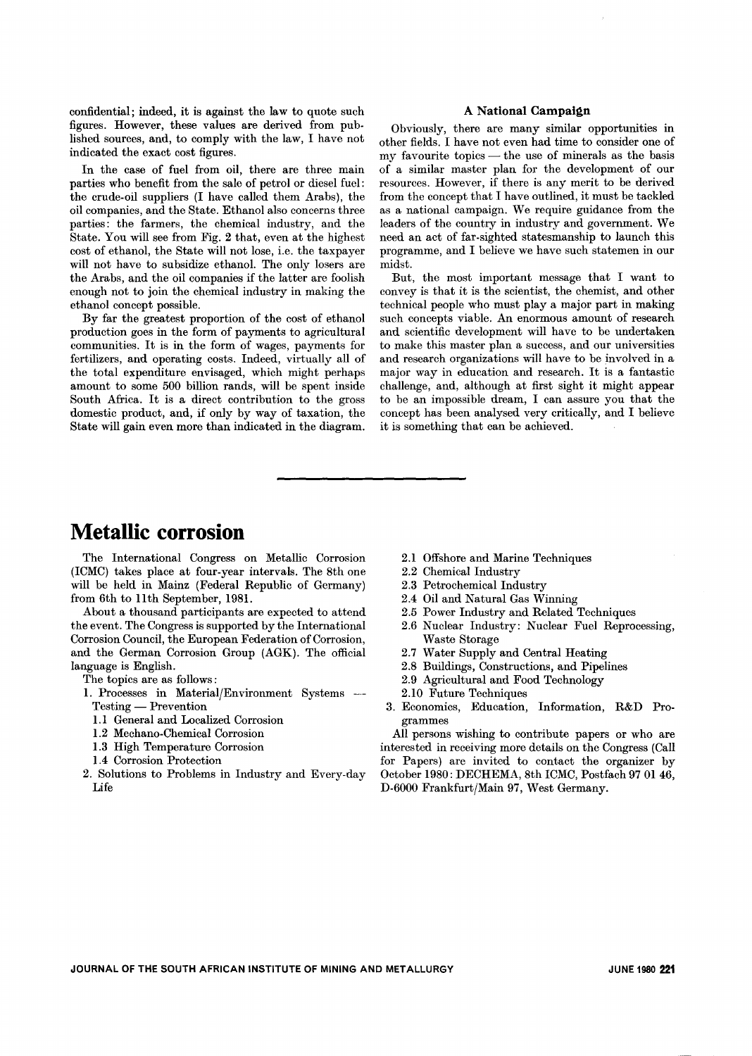confidential; indeed, it is against the law to quote such figures. However, these values are derived from published sources, and, to comply with the law, I have not indicated the exact cost figures.

In the case of fuel from oil, there are three main parties who benefit from the sale of petrol or diesel fuel: the crude-oil suppliers (I have called them Arabs), the oil companies, and the State. Ethanol also concerns three parties: the farmers, the chemical industry, and the State. You will see from Fig. 2 that, even at the highest cost of ethanol, the State will not lose, i.e. the taxpayer will not have to subsidize ethanol. The only losers are the Arabs, and the oil companies if the latter are foolish enough not to join the chemical industry in making the ethanol concept possible.

By far the greatest proportion of the cost of ethanol production goes in the form of payments to agricultural communities. It is in the form of wages, payments for fertilizers, and operating costs. Indeed, virtually all of the total expenditure envisaged, which might perhaps amount to some 500 billion rands, will be spent inside South Africa. It is a direct contribution to the gross domestic product, and, if only by way of taxation, the State will gain even more than indicated in the diagram.

### A National Campaign

Obviously, there are many similar opportunities in other fields. I have not even had time to consider one of my favourite topics — the use of minerals as the basis of a similar master plan for the development of our resources. However, if there is any merit to be derived from the concept that I have outlined, it must be tackled as a national campaign. We require guidance from the leaders of the country in industry and government. We need an act of far-sighted statesmanship to launch this programme, and I believe we have such statemen in our midst.

But, the most important message that I want to convey is that it is the scientist, the chemist, and other technical people who must play a major part in making such concepts viable. An enormous amount of research and scientific development will have to be undertaken to make this master plan a success, and our universities and research organizations will have to be involved in a major way in education and research. It is a fantastic challenge, and, although at first sight it might appear to be an impossible dream, I can assure you that the concept has been analysed very critically, and I believe it is something that can be achieved.

# Metallic corrosion

The International Congress on Metallic Corrosion (ICMC) takes place at four-year intervals. The 8th one will be held in Mainz (Federal Republic of Germany) from 6th to 11th September, 1981.

About a thousand participants are expected to attend the event. The Congress is supported by the International Corrosion Council, the European Federation of Corrosion, and the German Corrosion Group (AGK). The official language is English.

The topics are as follows:

1. Processes in Material/Environment Systems — Testing — Prevention
   - 1.1 General and Localized Corrosion
   - 1.2 Mechano-Chemical Corrosion
   - 1.3 High Temperature Corrosion
   - 1.4 Corrosion Protection
2. Solutions to Problems in Industry and Every-day Life
   - 2.1 Offshore and Marine Techniques
   - 2.2 Chemical Industry
   - 2.3 Petrochemical Industry
   - 2.4 Oil and Natural Gas Winning
   - 2.5 Power Industry and Related Techniques
   - 2.6 Nuclear Industry: Nuclear Fuel Reprocessing, Waste Storage
   - 2.7 Water Supply and Central Heating
   - 2.8 Buildings, Constructions, and Pipelines
   - 2.9 Agricultural and Food Technology
   - 2.10 Future Techniques
3. Economics, Education, Information, R&D Programmes

All persons wishing to contribute papers or who are interested in receiving more details on the Congress (Call for Papers) are invited to contact the organizer by October 1980: DECHEMA, 8th ICMC, Postfach 97 01 46, D-6000 Frankfurt/Main 97, West Germany.